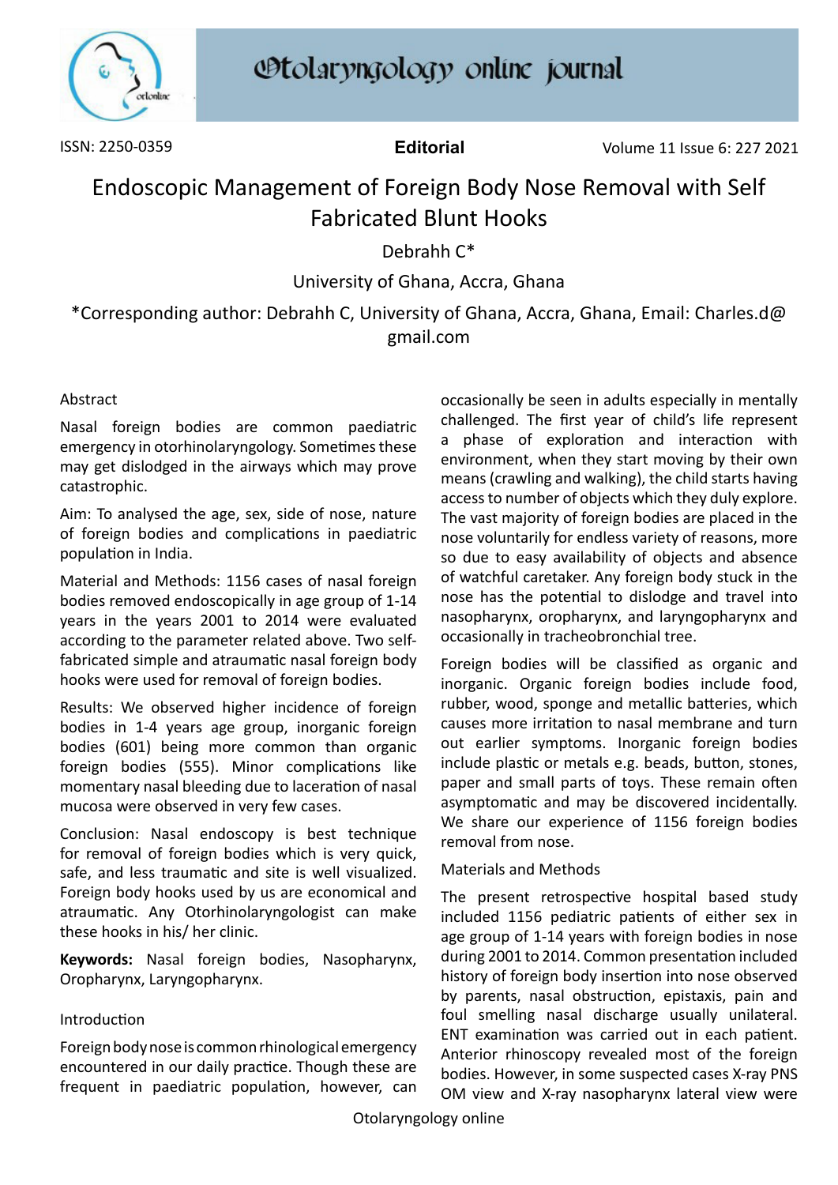Editorial

# Endoscopic Management of Foreign Body Nose Removal with Self Fabricated Blunt Hooks

Debrahh C*

University of Ghana, Accra, Ghana

*Corresponding author: Debrahh C, University of Ghana, Accra, Ghana, Email: Charles.d@gmail.com

## Abstract

Nasal foreign bodies are common paediatric emergency in otorhinolaryngology. Sometimes these may get dislodged in the airways which may prove catastrophic.

Aim: To analysed the age, sex, side of nose, nature of foreign bodies and complications in paediatric population in India.

Material and Methods: 1156 cases of nasal foreign bodies removed endoscopically in age group of 1-14 years in the years 2001 to 2014 were evaluated according to the parameter related above. Two self-fabricated simple and atraumatic nasal foreign body hooks were used for removal of foreign bodies.

Results: We observed higher incidence of foreign bodies in 1-4 years age group, inorganic foreign bodies (601) being more common than organic foreign bodies (555). Minor complications like momentary nasal bleeding due to laceration of nasal mucosa were observed in very few cases.

Conclusion: Nasal endoscopy is best technique for removal of foreign bodies which is very quick, safe, and less traumatic and site is well visualized. Foreign body hooks used by us are economical and atraumatic. Any Otorhinolaryngologist can make these hooks in his/ her clinic.

**Keywords:** Nasal foreign bodies, Nasopharynx, Oropharynx, Laryngopharynx.

## Introduction

Foreign body nose is common rhinological emergency encountered in our daily practice. Though these are frequent in paediatric population, however, can occasionally be seen in adults especially in mentally challenged. The first year of child's life represent a phase of exploration and interaction with environment, when they start moving by their own means (crawling and walking), the child starts having access to number of objects which they duly explore. The vast majority of foreign bodies are placed in the nose voluntarily for endless variety of reasons, more so due to easy availability of objects and absence of watchful caretaker. Any foreign body stuck in the nose has the potential to dislodge and travel into nasopharynx, oropharynx, and laryngopharynx and occasionally in tracheobronchial tree.

Foreign bodies will be classified as organic and inorganic. Organic foreign bodies include food, rubber, wood, sponge and metallic batteries, which causes more irritation to nasal membrane and turn out earlier symptoms. Inorganic foreign bodies include plastic or metals e.g. beads, button, stones, paper and small parts of toys. These remain often asymptomatic and may be discovered incidentally. We share our experience of 1156 foreign bodies removal from nose.

## Materials and Methods

The present retrospective hospital based study included 1156 pediatric patients of either sex in age group of 1-14 years with foreign bodies in nose during 2001 to 2014. Common presentation included history of foreign body insertion into nose observed by parents, nasal obstruction, epistaxis, pain and foul smelling nasal discharge usually unilateral. ENT examination was carried out in each patient. Anterior rhinoscopy revealed most of the foreign bodies. However, in some suspected cases X-ray PNS OM view and X-ray nasopharynx lateral view were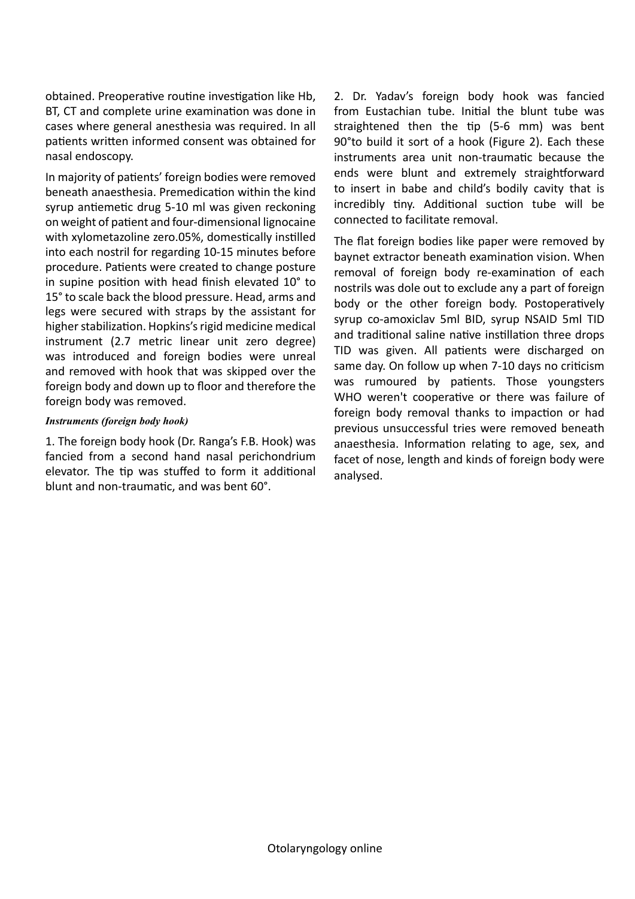obtained. Preoperative routine investigation like Hb, BT, CT and complete urine examination was done in cases where general anesthesia was required. In all patients written informed consent was obtained for nasal endoscopy.

In majority of patients' foreign bodies were removed beneath anaesthesia. Premedication within the kind syrup antiemetic drug 5-10 ml was given reckoning on weight of patient and four-dimensional lignocaine with xylometazoline zero.05%, domestically instilled into each nostril for regarding 10-15 minutes before procedure. Patients were created to change posture in supine position with head finish elevated 10° to 15° to scale back the blood pressure. Head, arms and legs were secured with straps by the assistant for higher stabilization. Hopkins's rigid medicine medical instrument (2.7 metric linear unit zero degree) was introduced and foreign bodies were unreal and removed with hook that was skipped over the foreign body and down up to floor and therefore the foreign body was removed.

***Instruments (foreign body hook)***

1. The foreign body hook (Dr. Ranga's F.B. Hook) was fancied from a second hand nasal perichondrium elevator. The tip was stuffed to form it additional blunt and non-traumatic, and was bent 60°.

2. Dr. Yadav's foreign body hook was fancied from Eustachian tube. Initial the blunt tube was straightened then the tip (5-6 mm) was bent 90°to build it sort of a hook (Figure 2). Each these instruments area unit non-traumatic because the ends were blunt and extremely straightforward to insert in babe and child's bodily cavity that is incredibly tiny. Additional suction tube will be connected to facilitate removal.

The flat foreign bodies like paper were removed by baynet extractor beneath examination vision. When removal of foreign body re-examination of each nostrils was dole out to exclude any a part of foreign body or the other foreign body. Postoperatively syrup co-amoxiclav 5ml BID, syrup NSAID 5ml TID and traditional saline native instillation three drops TID was given. All patients were discharged on same day. On follow up when 7-10 days no criticism was rumoured by patients. Those youngsters WHO weren't cooperative or there was failure of foreign body removal thanks to impaction or had previous unsuccessful tries were removed beneath anaesthesia. Information relating to age, sex, and facet of nose, length and kinds of foreign body were analysed.